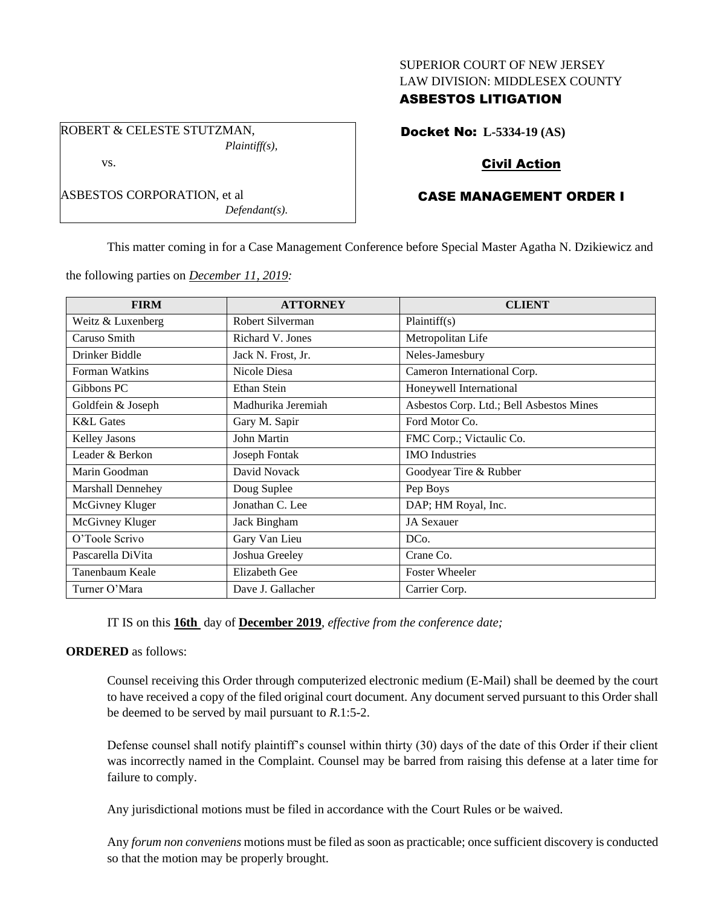SUPERIOR COURT OF NEW JERSEY
LAW DIVISION: MIDDLESEX COUNTY
**ASBESTOS LITIGATION**

ROBERT & CELESTE STUTZMAN,
*Plaintiff(s),*

vs.

ASBESTOS CORPORATION, et al
*Defendant(s).*

**Docket No: L-5334-19 (AS)**

**Civil Action**

**CASE MANAGEMENT ORDER I**

This matter coming in for a Case Management Conference before Special Master Agatha N. Dzikiewicz and the following parties on *December 11, 2019:*

| FIRM | ATTORNEY | CLIENT |
|---|---|---|
| Weitz & Luxenberg | Robert Silverman | Plaintiff(s) |
| Caruso Smith | Richard V. Jones | Metropolitan Life |
| Drinker Biddle | Jack N. Frost, Jr. | Neles-Jamesbury |
| Forman Watkins | Nicole Diesa | Cameron International Corp. |
| Gibbons PC | Ethan Stein | Honeywell International |
| Goldfein & Joseph | Madhurika Jeremiah | Asbestos Corp. Ltd.; Bell Asbestos Mines |
| K&L Gates | Gary M. Sapir | Ford Motor Co. |
| Kelley Jasons | John Martin | FMC Corp.; Victaulic Co. |
| Leader & Berkon | Joseph Fontak | IMO Industries |
| Marin Goodman | David Novack | Goodyear Tire & Rubber |
| Marshall Dennehey | Doug Suplee | Pep Boys |
| McGivney Kluger | Jonathan C. Lee | DAP; HM Royal, Inc. |
| McGivney Kluger | Jack Bingham | JA Sexauer |
| O'Toole Scrivo | Gary Van Lieu | DCo. |
| Pascarella DiVita | Joshua Greeley | Crane Co. |
| Tanenbaum Keale | Elizabeth Gee | Foster Wheeler |
| Turner O'Mara | Dave J. Gallacher | Carrier Corp. |

IT IS on this **16th** day of **December 2019**, *effective from the conference date;*

**ORDERED** as follows:

Counsel receiving this Order through computerized electronic medium (E-Mail) shall be deemed by the court to have received a copy of the filed original court document. Any document served pursuant to this Order shall be deemed to be served by mail pursuant to *R*.1:5-2.

Defense counsel shall notify plaintiff's counsel within thirty (30) days of the date of this Order if their client was incorrectly named in the Complaint. Counsel may be barred from raising this defense at a later time for failure to comply.

Any jurisdictional motions must be filed in accordance with the Court Rules or be waived.

Any *forum non conveniens* motions must be filed as soon as practicable; once sufficient discovery is conducted so that the motion may be properly brought.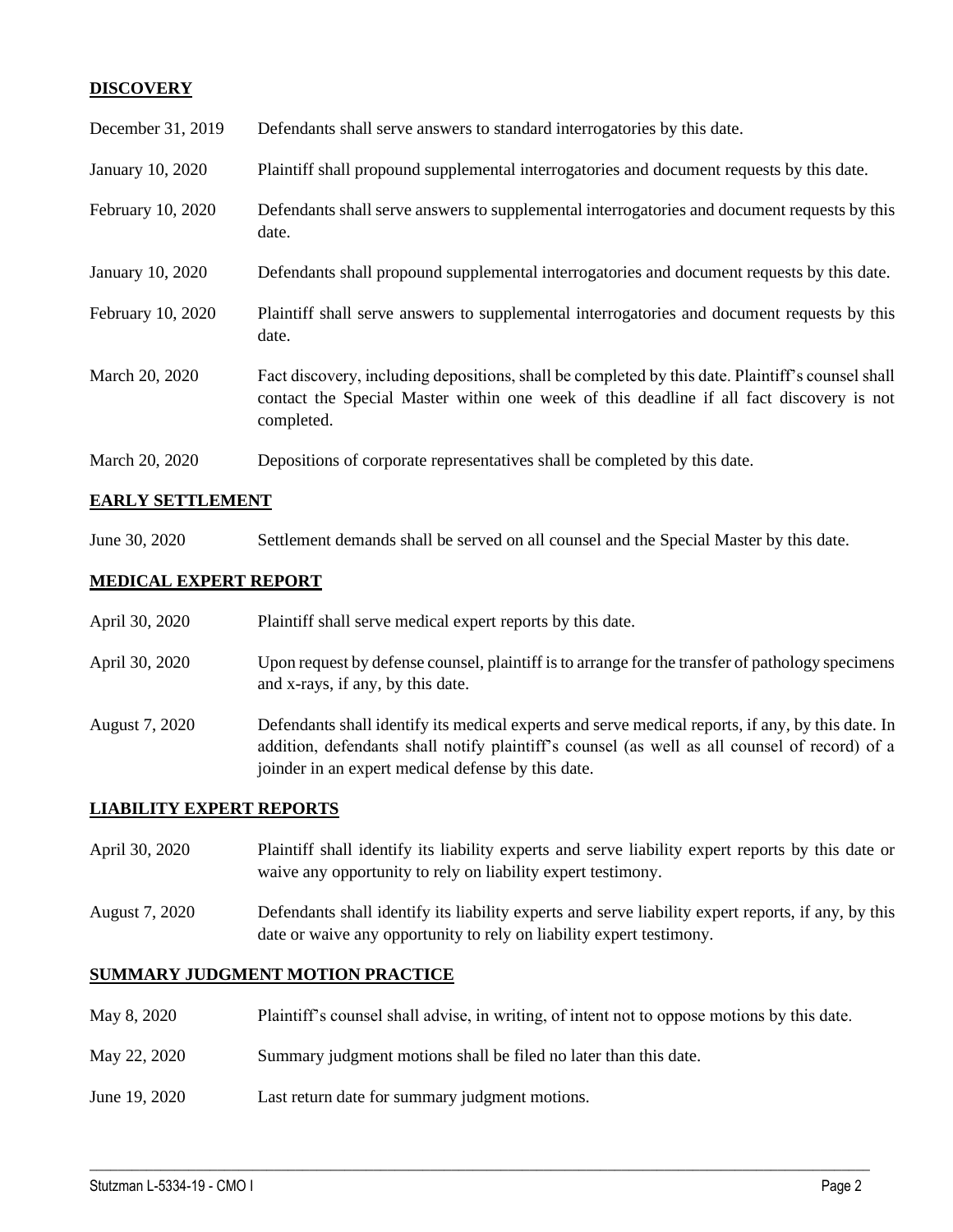## DISCOVERY

| | |
|---|---|
| December 31, 2019 | Defendants shall serve answers to standard interrogatories by this date. |
| January 10, 2020 | Plaintiff shall propound supplemental interrogatories and document requests by this date. |
| February 10, 2020 | Defendants shall serve answers to supplemental interrogatories and document requests by this date. |
| January 10, 2020 | Defendants shall propound supplemental interrogatories and document requests by this date. |
| February 10, 2020 | Plaintiff shall serve answers to supplemental interrogatories and document requests by this date. |
| March 20, 2020 | Fact discovery, including depositions, shall be completed by this date. Plaintiff's counsel shall contact the Special Master within one week of this deadline if all fact discovery is not completed. |
| March 20, 2020 | Depositions of corporate representatives shall be completed by this date. |

## EARLY SETTLEMENT

| | |
|---|---|
| June 30, 2020 | Settlement demands shall be served on all counsel and the Special Master by this date. |

## MEDICAL EXPERT REPORT

| | |
|---|---|
| April 30, 2020 | Plaintiff shall serve medical expert reports by this date. |
| April 30, 2020 | Upon request by defense counsel, plaintiff is to arrange for the transfer of pathology specimens and x-rays, if any, by this date. |
| August 7, 2020 | Defendants shall identify its medical experts and serve medical reports, if any, by this date. In addition, defendants shall notify plaintiff's counsel (as well as all counsel of record) of a joinder in an expert medical defense by this date. |

## LIABILITY EXPERT REPORTS

| | |
|---|---|
| April 30, 2020 | Plaintiff shall identify its liability experts and serve liability expert reports by this date or waive any opportunity to rely on liability expert testimony. |
| August 7, 2020 | Defendants shall identify its liability experts and serve liability expert reports, if any, by this date or waive any opportunity to rely on liability expert testimony. |

## SUMMARY JUDGMENT MOTION PRACTICE

| | |
|---|---|
| May 8, 2020 | Plaintiff's counsel shall advise, in writing, of intent not to oppose motions by this date. |
| May 22, 2020 | Summary judgment motions shall be filed no later than this date. |
| June 19, 2020 | Last return date for summary judgment motions. |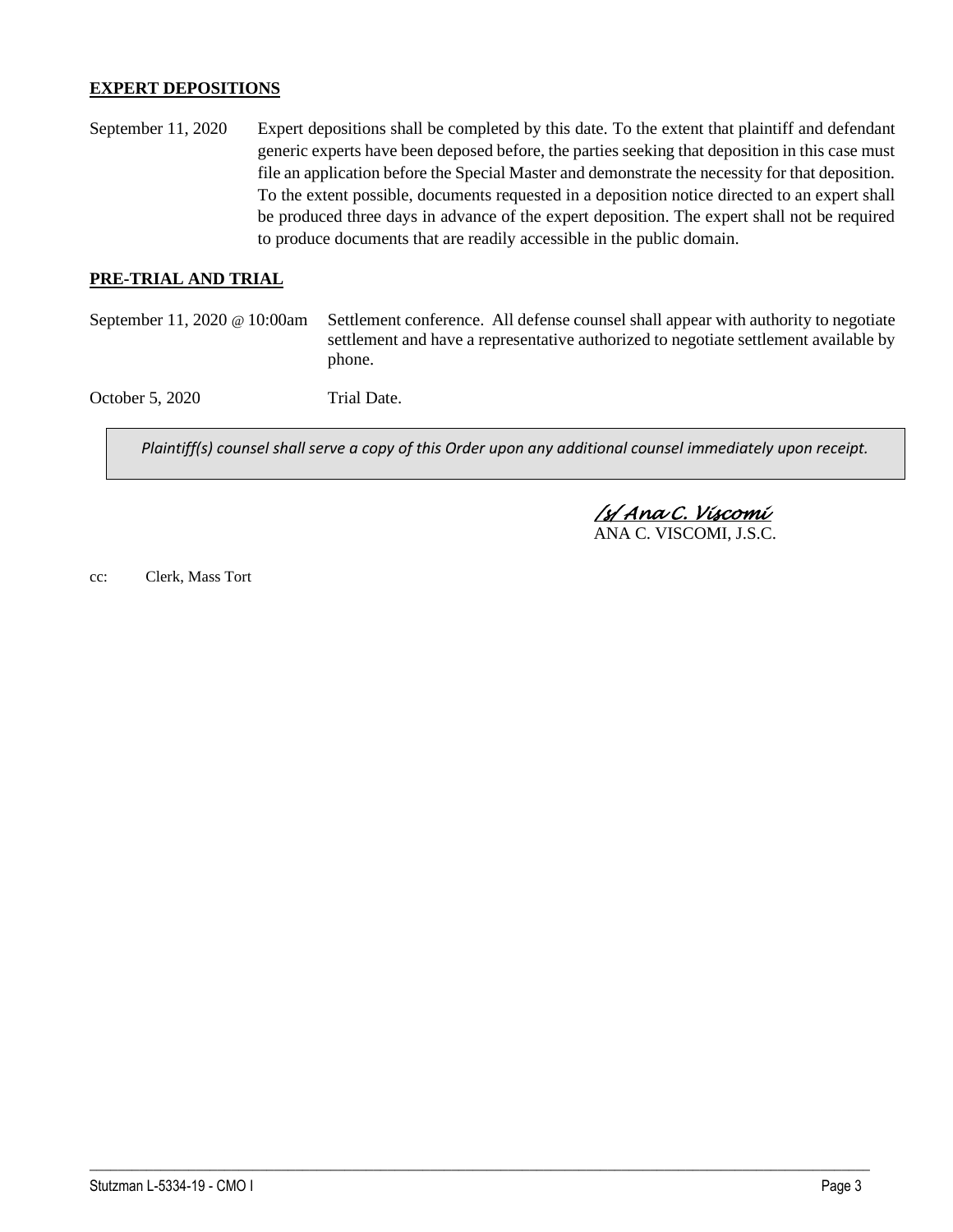**EXPERT DEPOSITIONS**

| | |
|---|---|
| September 11, 2020 | Expert depositions shall be completed by this date. To the extent that plaintiff and defendant generic experts have been deposed before, the parties seeking that deposition in this case must file an application before the Special Master and demonstrate the necessity for that deposition. To the extent possible, documents requested in a deposition notice directed to an expert shall be produced three days in advance of the expert deposition. The expert shall not be required to produce documents that are readily accessible in the public domain. |

**PRE-TRIAL AND TRIAL**

| | |
|---|---|
| September 11, 2020 @ 10:00am | Settlement conference. All defense counsel shall appear with authority to negotiate settlement and have a representative authorized to negotiate settlement available by phone. |
| October 5, 2020 | Trial Date. |

*Plaintiff(s) counsel shall serve a copy of this Order upon any additional counsel immediately upon receipt.*

*/s/ Ana C. Viscomi*
ANA C. VISCOMI, J.S.C.

cc: Clerk, Mass Tort